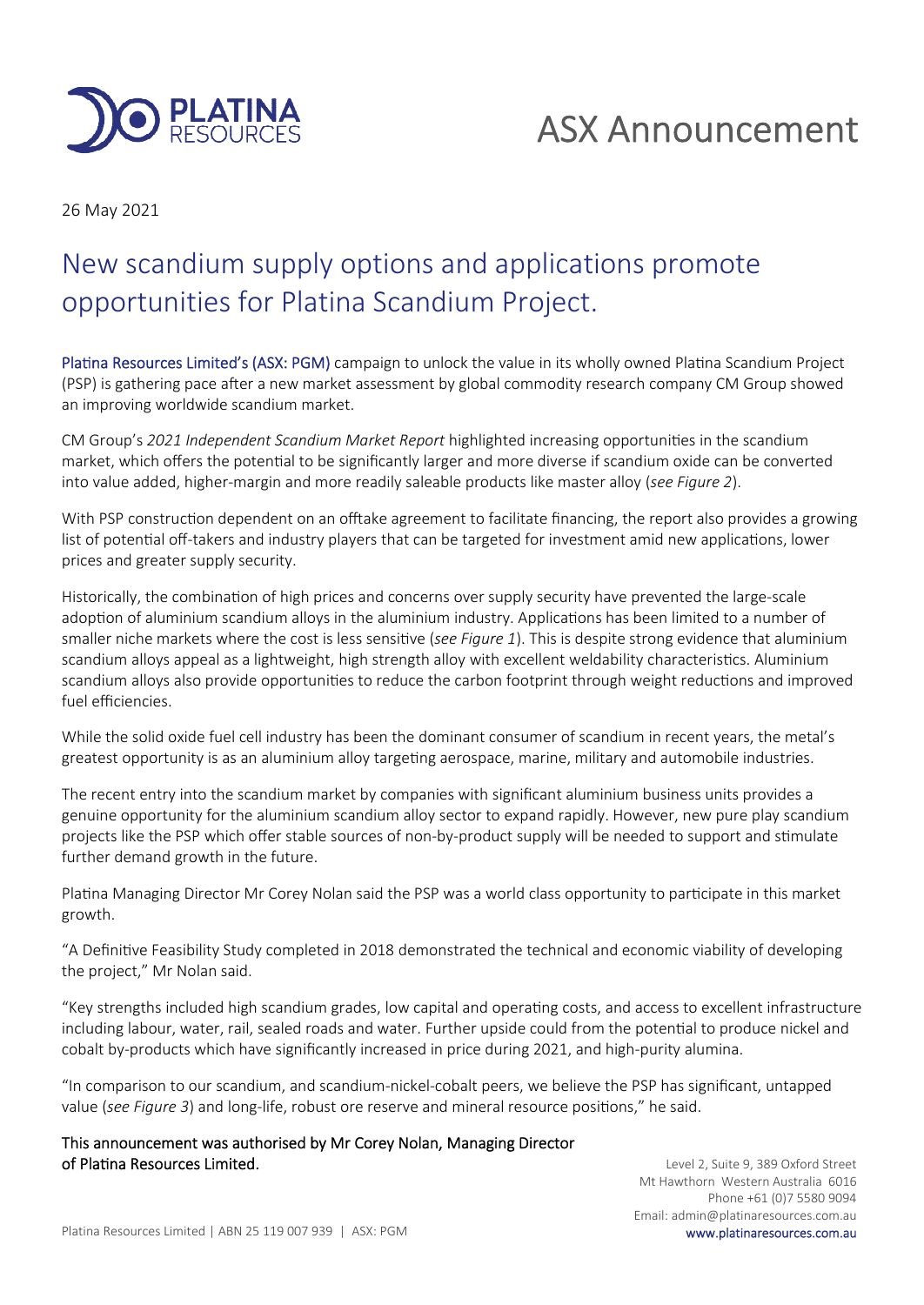ASX Announcement

26 May 2021

# New scandium supply options and applications promote opportunities for Platina Scandium Project.

Platina Resources Limited's (ASX: PGM) campaign to unlock the value in its wholly owned Platina Scandium Project (PSP) is gathering pace after a new market assessment by global commodity research company CM Group showed an improving worldwide scandium market.

CM Group's *2021 Independent Scandium Market Report* highlighted increasing opportunities in the scandium market, which offers the potential to be significantly larger and more diverse if scandium oxide can be converted into value added, higher-margin and more readily saleable products like master alloy (*see Figure 2*).

With PSP construction dependent on an offtake agreement to facilitate financing, the report also provides a growing list of potential off-takers and industry players that can be targeted for investment amid new applications, lower prices and greater supply security.

Historically, the combination of high prices and concerns over supply security have prevented the large-scale adoption of aluminium scandium alloys in the aluminium industry. Applications has been limited to a number of smaller niche markets where the cost is less sensitive (*see Figure 1*). This is despite strong evidence that aluminium scandium alloys appeal as a lightweight, high strength alloy with excellent weldability characteristics. Aluminium scandium alloys also provide opportunities to reduce the carbon footprint through weight reductions and improved fuel efficiencies.

While the solid oxide fuel cell industry has been the dominant consumer of scandium in recent years, the metal's greatest opportunity is as an aluminium alloy targeting aerospace, marine, military and automobile industries.

The recent entry into the scandium market by companies with significant aluminium business units provides a genuine opportunity for the aluminium scandium alloy sector to expand rapidly. However, new pure play scandium projects like the PSP which offer stable sources of non-by-product supply will be needed to support and stimulate further demand growth in the future.

Platina Managing Director Mr Corey Nolan said the PSP was a world class opportunity to participate in this market growth.

"A Definitive Feasibility Study completed in 2018 demonstrated the technical and economic viability of developing the project," Mr Nolan said.

"Key strengths included high scandium grades, low capital and operating costs, and access to excellent infrastructure including labour, water, rail, sealed roads and water. Further upside could from the potential to produce nickel and cobalt by-products which have significantly increased in price during 2021, and high-purity alumina.

"In comparison to our scandium, and scandium-nickel-cobalt peers, we believe the PSP has significant, untapped value (*see Figure 3*) and long-life, robust ore reserve and mineral resource positions," he said.

**This announcement was authorised by Mr Corey Nolan, Managing Director of Platina Resources Limited.**

Level 2, Suite 9, 389 Oxford Street
Mt Hawthorn Western Australia 6016
Phone +61 (0)7 5580 9094
Email: admin@platinaresources.com.au
www.platinaresources.com.au

Platina Resources Limited | ABN 25 119 007 939 | ASX: PGM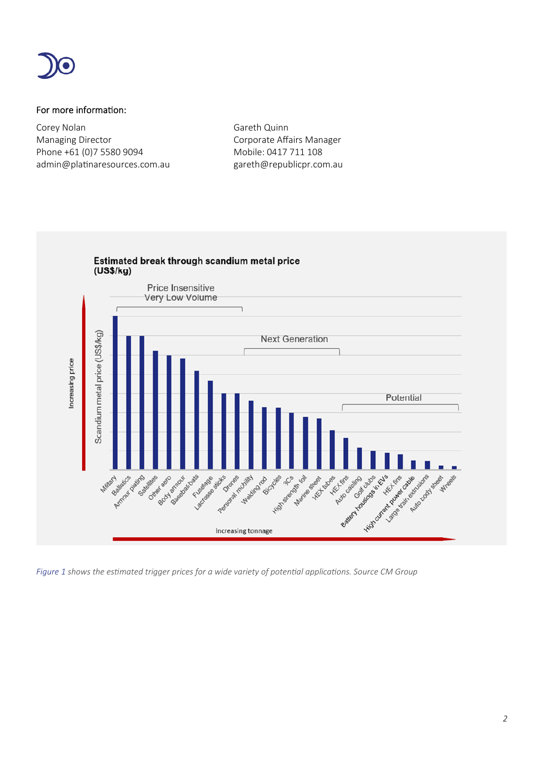For more information:

Corey Nolan
Managing Director
Phone +61 (0)7 5580 9094
admin@platinaresources.com.au

Gareth Quinn
Corporate Affairs Manager
Mobile: 0417 711 108
gareth@republicpr.com.au

**Estimated break through scandium metal price (US$/kg)**

Price Insensitive Very Low Volume — Next Generation — Potential

Scandium metal price (US$/kg) — Increasing price

Military, Ballistics, Armour plating, Satellites, Other aero, Body armour, Baseball bats, Fuselage, Lacrosse sticks, Drones, Personal mobility, Welding rod, Bicycles, 3Cs, High strength foil, Marine sheet, HEX tubes, HEX fins, Auto cabling, Golf clubs, Battery housings in EVs, HEX fins, High current power cable, Large train extrusions, Auto body sheet, Wheels

Increasing tonnage

*Figure 1 shows the estimated trigger prices for a wide variety of potential applications. Source CM Group*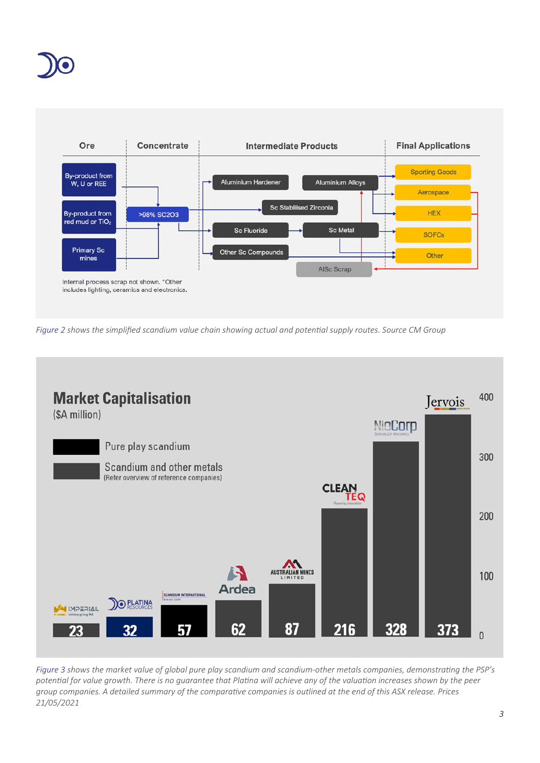| Ore | Concentrate | Intermediate Products | | Final Applications |
|---|---|---|---|---|
| By-product from W, U or REE | >98% SC2O3 | Aluminium Hardener | Aluminium Alloys | Sporting Goods |
| By-product from red mud or $TiO_2$ | | Sc Stabilised Zirconia | | Aerospace |
| Primary Sc mines | | Sc Fluoride | Sc Metal | HEX |
| | | Other Sc Compounds | | SOFCs |
| | | | AlSc Scrap | Other |

Internal process scrap not shown. "Other includes lighting, ceramics and electronics.

*Figure 2 shows the simplified scandium value chain showing actual and potential supply routes. Source CM Group*

**Market Capitalisation**
($A million)

- Pure play scandium
- Scandium and other metals (Refer overview of reference companies)

| Company | Market Capitalisation ($A million) |
|---|---|
| Imperial Mining Group Ltd | 23 |
| Platina Resources | 32 |
| Scandium International Mining Corp | 57 |
| Ardea | 62 |
| Australian Mines Limited | 87 |
| Clean TeQ | 216 |
| NioCorp | 328 |
| Jervois | 373 |

*Figure 3 shows the market value of global pure play scandium and scandium-other metals companies, demonstrating the PSP's potential for value growth. There is no guarantee that Platina will achieve any of the valuation increases shown by the peer group companies. A detailed summary of the comparative companies is outlined at the end of this ASX release. Prices 21/05/2021*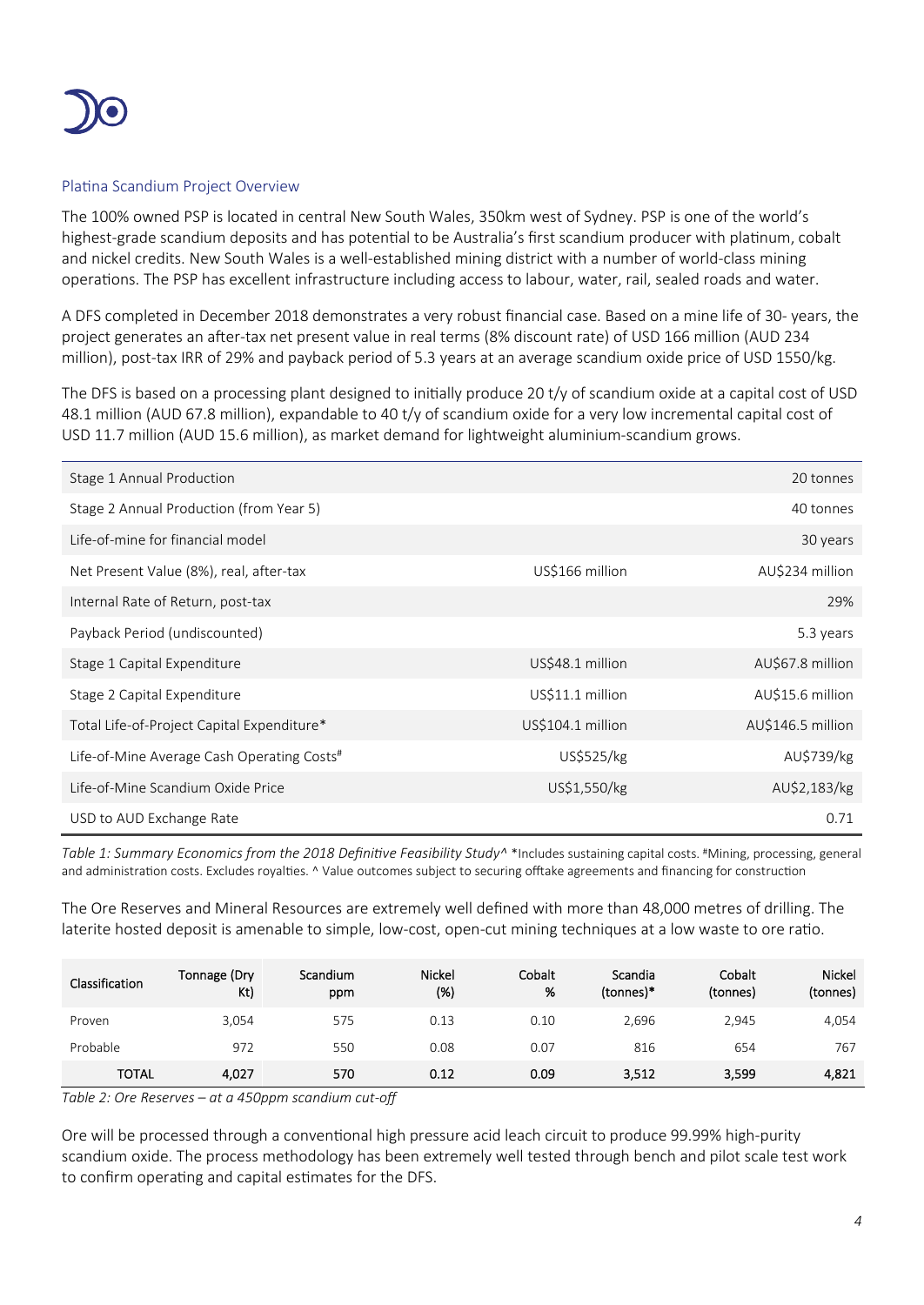## Platina Scandium Project Overview

The 100% owned PSP is located in central New South Wales, 350km west of Sydney. PSP is one of the world's highest-grade scandium deposits and has potential to be Australia's first scandium producer with platinum, cobalt and nickel credits. New South Wales is a well-established mining district with a number of world-class mining operations. The PSP has excellent infrastructure including access to labour, water, rail, sealed roads and water.

A DFS completed in December 2018 demonstrates a very robust financial case. Based on a mine life of 30- years, the project generates an after-tax net present value in real terms (8% discount rate) of USD 166 million (AUD 234 million), post-tax IRR of 29% and payback period of 5.3 years at an average scandium oxide price of USD 1550/kg.

The DFS is based on a processing plant designed to initially produce 20 t/y of scandium oxide at a capital cost of USD 48.1 million (AUD 67.8 million), expandable to 40 t/y of scandium oxide for a very low incremental capital cost of USD 11.7 million (AUD 15.6 million), as market demand for lightweight aluminium-scandium grows.

| | | |
|---|---|---|
| Stage 1 Annual Production | | 20 tonnes |
| Stage 2 Annual Production (from Year 5) | | 40 tonnes |
| Life-of-mine for financial model | | 30 years |
| Net Present Value (8%), real, after-tax | US$166 million | AU$234 million |
| Internal Rate of Return, post-tax | | 29% |
| Payback Period (undiscounted) | | 5.3 years |
| Stage 1 Capital Expenditure | US$48.1 million | AU$67.8 million |
| Stage 2 Capital Expenditure | US$11.1 million | AU$15.6 million |
| Total Life-of-Project Capital Expenditure* | US$104.1 million | AU$146.5 million |
| Life-of-Mine Average Cash Operating Costs# | US$525/kg | AU$739/kg |
| Life-of-Mine Scandium Oxide Price | US$1,550/kg | AU$2,183/kg |
| USD to AUD Exchange Rate | | 0.71 |

*Table 1: Summary Economics from the 2018 Definitive Feasibility Study^* *Includes sustaining capital costs. #Mining, processing, general and administration costs. Excludes royalties. ^ Value outcomes subject to securing offtake agreements and financing for construction

The Ore Reserves and Mineral Resources are extremely well defined with more than 48,000 metres of drilling. The laterite hosted deposit is amenable to simple, low-cost, open-cut mining techniques at a low waste to ore ratio.

| Classification | Tonnage (Dry Kt) | Scandium ppm | Nickel (%) | Cobalt % | Scandia (tonnes)* | Cobalt (tonnes) | Nickel (tonnes) |
|---|---|---|---|---|---|---|---|
| Proven | 3,054 | 575 | 0.13 | 0.10 | 2,696 | 2,945 | 4,054 |
| Probable | 972 | 550 | 0.08 | 0.07 | 816 | 654 | 767 |
| **TOTAL** | **4,027** | **570** | **0.12** | **0.09** | **3,512** | **3,599** | **4,821** |

*Table 2: Ore Reserves – at a 450ppm scandium cut-off*

Ore will be processed through a conventional high pressure acid leach circuit to produce 99.99% high-purity scandium oxide. The process methodology has been extremely well tested through bench and pilot scale test work to confirm operating and capital estimates for the DFS.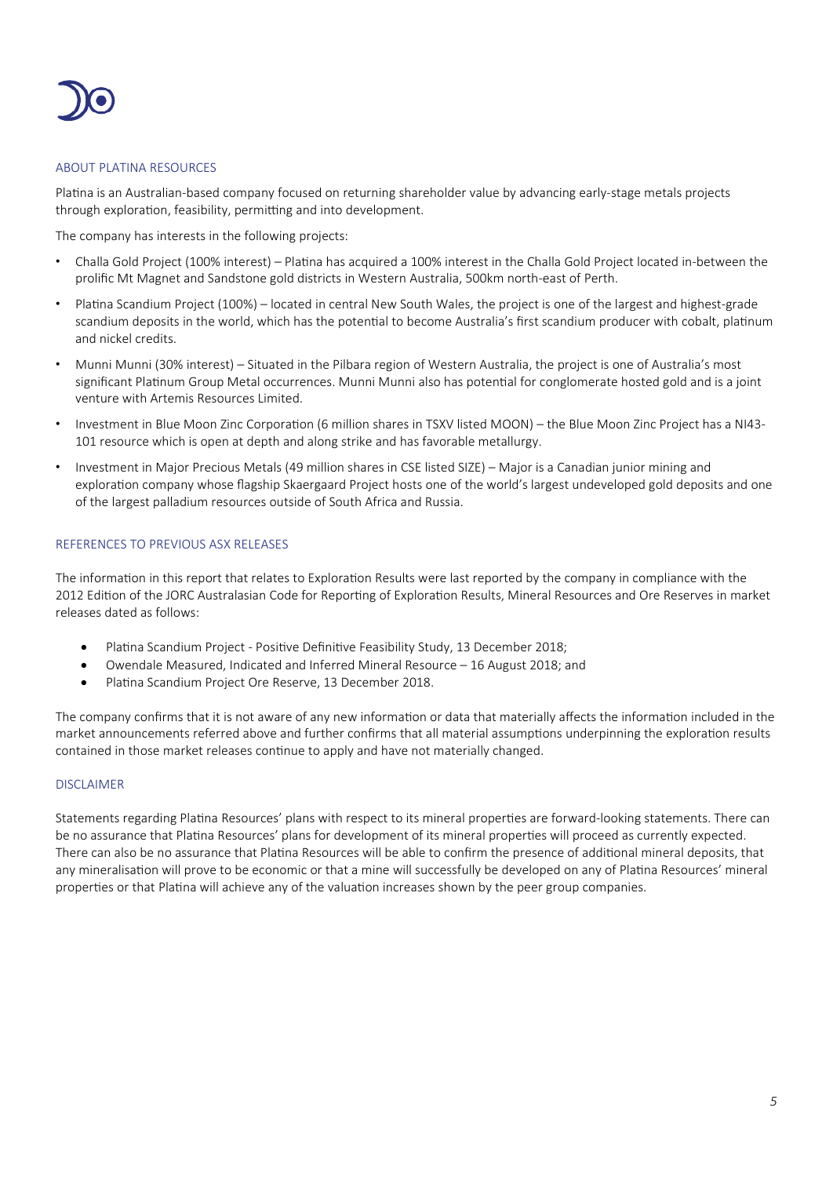## ABOUT PLATINA RESOURCES

Platina is an Australian-based company focused on returning shareholder value by advancing early-stage metals projects through exploration, feasibility, permitting and into development.

The company has interests in the following projects:

- Challa Gold Project (100% interest) – Platina has acquired a 100% interest in the Challa Gold Project located in-between the prolific Mt Magnet and Sandstone gold districts in Western Australia, 500km north-east of Perth.
- Platina Scandium Project (100%) – located in central New South Wales, the project is one of the largest and highest-grade scandium deposits in the world, which has the potential to become Australia's first scandium producer with cobalt, platinum and nickel credits.
- Munni Munni (30% interest) – Situated in the Pilbara region of Western Australia, the project is one of Australia's most significant Platinum Group Metal occurrences. Munni Munni also has potential for conglomerate hosted gold and is a joint venture with Artemis Resources Limited.
- Investment in Blue Moon Zinc Corporation (6 million shares in TSXV listed MOON) – the Blue Moon Zinc Project has a NI43-101 resource which is open at depth and along strike and has favorable metallurgy.
- Investment in Major Precious Metals (49 million shares in CSE listed SIZE) – Major is a Canadian junior mining and exploration company whose flagship Skaergaard Project hosts one of the world's largest undeveloped gold deposits and one of the largest palladium resources outside of South Africa and Russia.

## REFERENCES TO PREVIOUS ASX RELEASES

The information in this report that relates to Exploration Results were last reported by the company in compliance with the 2012 Edition of the JORC Australasian Code for Reporting of Exploration Results, Mineral Resources and Ore Reserves in market releases dated as follows:

- Platina Scandium Project - Positive Definitive Feasibility Study, 13 December 2018;
- Owendale Measured, Indicated and Inferred Mineral Resource – 16 August 2018; and
- Platina Scandium Project Ore Reserve, 13 December 2018.

The company confirms that it is not aware of any new information or data that materially affects the information included in the market announcements referred above and further confirms that all material assumptions underpinning the exploration results contained in those market releases continue to apply and have not materially changed.

## DISCLAIMER

Statements regarding Platina Resources' plans with respect to its mineral properties are forward-looking statements. There can be no assurance that Platina Resources' plans for development of its mineral properties will proceed as currently expected. There can also be no assurance that Platina Resources will be able to confirm the presence of additional mineral deposits, that any mineralisation will prove to be economic or that a mine will successfully be developed on any of Platina Resources' mineral properties or that Platina will achieve any of the valuation increases shown by the peer group companies.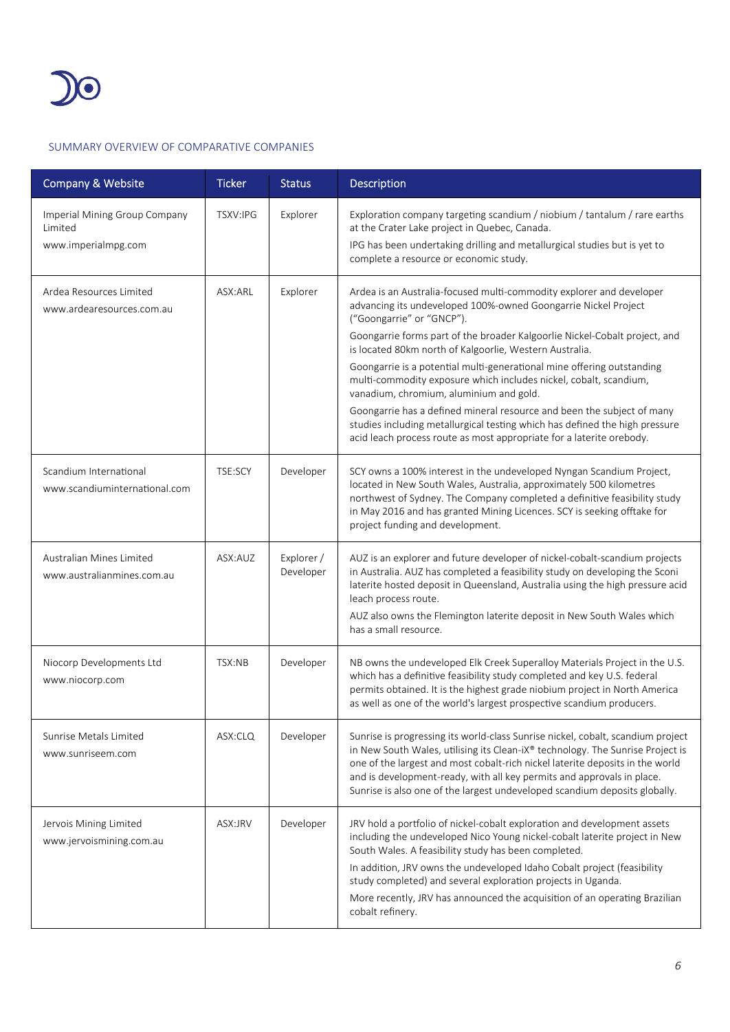## SUMMARY OVERVIEW OF COMPARATIVE COMPANIES

| Company & Website | Ticker | Status | Description |
|---|---|---|---|
| Imperial Mining Group Company Limited<br>www.imperialmpg.com | TSXV:IPG | Explorer | Exploration company targeting scandium / niobium / tantalum / rare earths at the Crater Lake project in Quebec, Canada.<br>IPG has been undertaking drilling and metallurgical studies but is yet to complete a resource or economic study. |
| Ardea Resources Limited<br>www.ardearesources.com.au | ASX:ARL | Explorer | Ardea is an Australia-focused multi-commodity explorer and developer advancing its undeveloped 100%-owned Goongarrie Nickel Project ("Goongarrie" or "GNCP").<br>Goongarrie forms part of the broader Kalgoorlie Nickel-Cobalt project, and is located 80km north of Kalgoorlie, Western Australia.<br>Goongarrie is a potential multi-generational mine offering outstanding multi-commodity exposure which includes nickel, cobalt, scandium, vanadium, chromium, aluminium and gold.<br>Goongarrie has a defined mineral resource and been the subject of many studies including metallurgical testing which has defined the high pressure acid leach process route as most appropriate for a laterite orebody. |
| Scandium International<br>www.scandiuminternational.com | TSE:SCY | Developer | SCY owns a 100% interest in the undeveloped Nyngan Scandium Project, located in New South Wales, Australia, approximately 500 kilometres northwest of Sydney. The Company completed a definitive feasibility study in May 2016 and has granted Mining Licences. SCY is seeking offtake for project funding and development. |
| Australian Mines Limited<br>www.australianmines.com.au | ASX:AUZ | Explorer / Developer | AUZ is an explorer and future developer of nickel-cobalt-scandium projects in Australia. AUZ has completed a feasibility study on developing the Sconi laterite hosted deposit in Queensland, Australia using the high pressure acid leach process route.<br>AUZ also owns the Flemington laterite deposit in New South Wales which has a small resource. |
| Niocorp Developments Ltd<br>www.niocorp.com | TSX:NB | Developer | NB owns the undeveloped Elk Creek Superalloy Materials Project in the U.S. which has a definitive feasibility study completed and key U.S. federal permits obtained. It is the highest grade niobium project in North America as well as one of the world's largest prospective scandium producers. |
| Sunrise Metals Limited<br>www.sunriseem.com | ASX:CLQ | Developer | Sunrise is progressing its world-class Sunrise nickel, cobalt, scandium project in New South Wales, utilising its Clean-iX® technology. The Sunrise Project is one of the largest and most cobalt-rich nickel laterite deposits in the world and is development-ready, with all key permits and approvals in place. Sunrise is also one of the largest undeveloped scandium deposits globally. |
| Jervois Mining Limited<br>www.jervoismining.com.au | ASX:JRV | Developer | JRV hold a portfolio of nickel-cobalt exploration and development assets including the undeveloped Nico Young nickel-cobalt laterite project in New South Wales. A feasibility study has been completed.<br>In addition, JRV owns the undeveloped Idaho Cobalt project (feasibility study completed) and several exploration projects in Uganda.<br>More recently, JRV has announced the acquisition of an operating Brazilian cobalt refinery. |